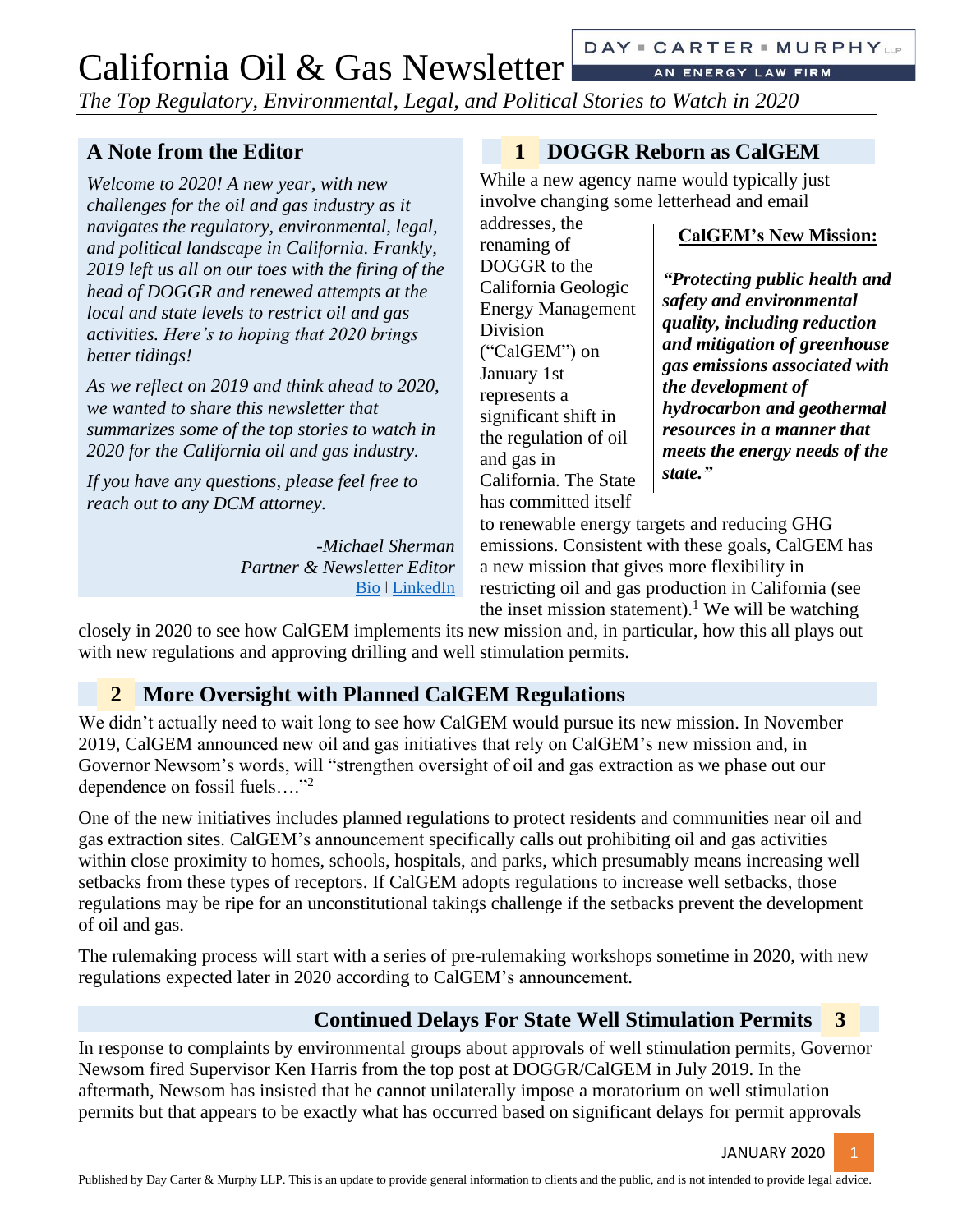# California Oil & Gas Newsletter

DAY ▪ CARTER ▪ MURPHY LLP
AN ENERGY LAW FIRM

*The Top Regulatory, Environmental, Legal, and Political Stories to Watch in 2020*

## A Note from the Editor

*Welcome to 2020! A new year, with new challenges for the oil and gas industry as it navigates the regulatory, environmental, legal, and political landscape in California. Frankly, 2019 left us all on our toes with the firing of the head of DOGGR and renewed attempts at the local and state levels to restrict oil and gas activities. Here's to hoping that 2020 brings better tidings!*

*As we reflect on 2019 and think ahead to 2020, we wanted to share this newsletter that summarizes some of the top stories to watch in 2020 for the California oil and gas industry.*

*If you have any questions, please feel free to reach out to any DCM attorney.*

*-Michael Sherman*
*Partner & Newsletter Editor*
Bio | LinkedIn

## 1 DOGGR Reborn as CalGEM

While a new agency name would typically just involve changing some letterhead and email addresses, the renaming of DOGGR to the California Geologic Energy Management Division ("CalGEM") on January 1st represents a significant shift in the regulation of oil and gas in California. The State has committed itself to renewable energy targets and reducing GHG emissions. Consistent with these goals, CalGEM has a new mission that gives more flexibility in restricting oil and gas production in California (see the inset mission statement).[1] We will be watching closely in 2020 to see how CalGEM implements its new mission and, in particular, how this all plays out with new regulations and approving drilling and well stimulation permits.

> **CalGEM's New Mission:**
>
> ***"Protecting public health and safety and environmental quality, including reduction and mitigation of greenhouse gas emissions associated with the development of hydrocarbon and geothermal resources in a manner that meets the energy needs of the state."***

## 2 More Oversight with Planned CalGEM Regulations

We didn't actually need to wait long to see how CalGEM would pursue its new mission. In November 2019, CalGEM announced new oil and gas initiatives that rely on CalGEM's new mission and, in Governor Newsom's words, will "strengthen oversight of oil and gas extraction as we phase out our dependence on fossil fuels…."[2]

One of the new initiatives includes planned regulations to protect residents and communities near oil and gas extraction sites. CalGEM's announcement specifically calls out prohibiting oil and gas activities within close proximity to homes, schools, hospitals, and parks, which presumably means increasing well setbacks from these types of receptors. If CalGEM adopts regulations to increase well setbacks, those regulations may be ripe for an unconstitutional takings challenge if the setbacks prevent the development of oil and gas.

The rulemaking process will start with a series of pre-rulemaking workshops sometime in 2020, with new regulations expected later in 2020 according to CalGEM's announcement.

## Continued Delays For State Well Stimulation Permits 3

In response to complaints by environmental groups about approvals of well stimulation permits, Governor Newsom fired Supervisor Ken Harris from the top post at DOGGR/CalGEM in July 2019. In the aftermath, Newsom has insisted that he cannot unilaterally impose a moratorium on well stimulation permits but that appears to be exactly what has occurred based on significant delays for permit approvals

Published by Day Carter & Murphy LLP. This is an update to provide general information to clients and the public, and is not intended to provide legal advice.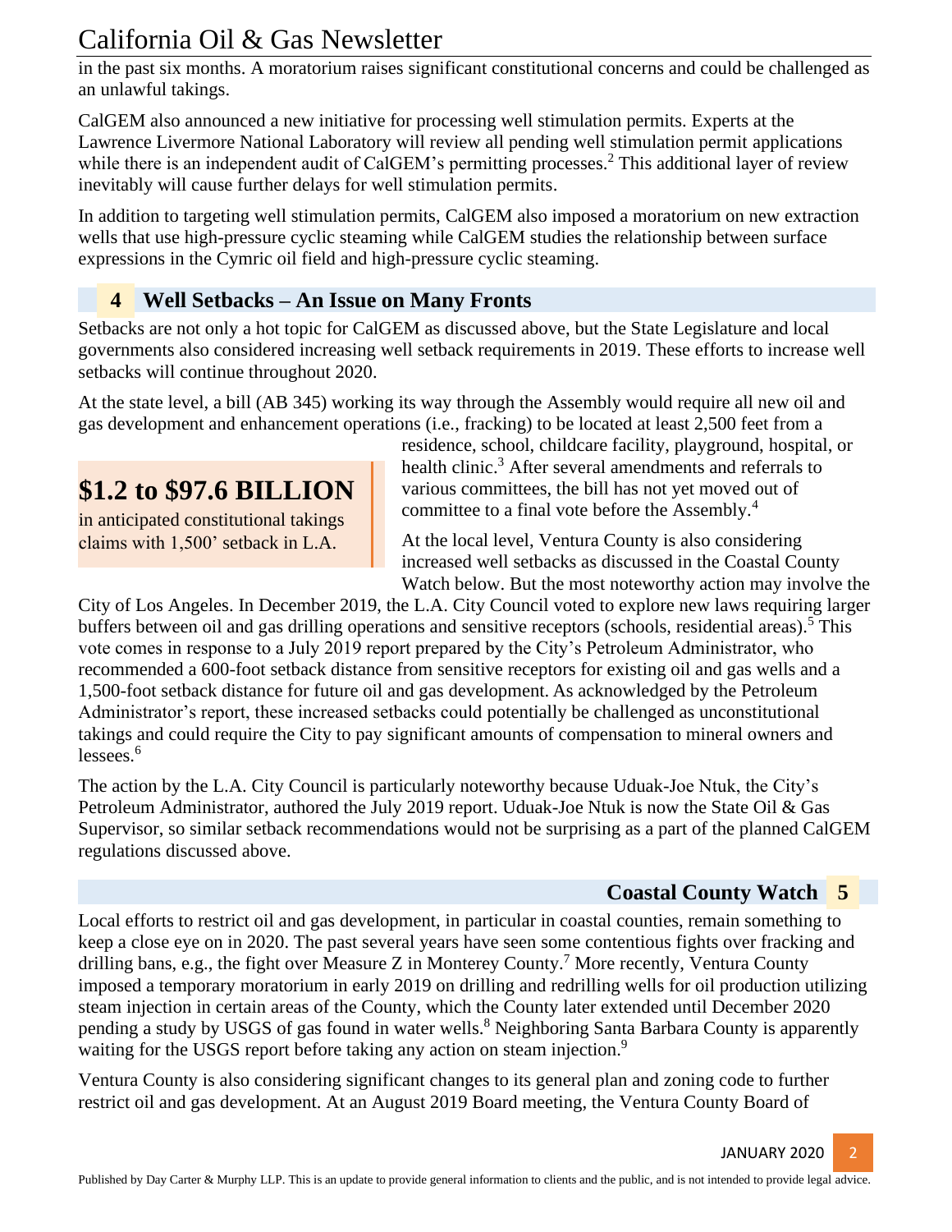in the past six months. A moratorium raises significant constitutional concerns and could be challenged as an unlawful takings.

CalGEM also announced a new initiative for processing well stimulation permits. Experts at the Lawrence Livermore National Laboratory will review all pending well stimulation permit applications while there is an independent audit of CalGEM's permitting processes.[2] This additional layer of review inevitably will cause further delays for well stimulation permits.

In addition to targeting well stimulation permits, CalGEM also imposed a moratorium on new extraction wells that use high-pressure cyclic steaming while CalGEM studies the relationship between surface expressions in the Cymric oil field and high-pressure cyclic steaming.

## 4 Well Setbacks – An Issue on Many Fronts

Setbacks are not only a hot topic for CalGEM as discussed above, but the State Legislature and local governments also considered increasing well setback requirements in 2019. These efforts to increase well setbacks will continue throughout 2020.

At the state level, a bill (AB 345) working its way through the Assembly would require all new oil and gas development and enhancement operations (i.e., fracking) to be located at least 2,500 feet from a residence, school, childcare facility, playground, hospital, or health clinic.[3] After several amendments and referrals to various committees, the bill has not yet moved out of committee to a final vote before the Assembly.[4]

> **$1.2 to $97.6 BILLION**
> in anticipated constitutional takings claims with 1,500' setback in L.A.

At the local level, Ventura County is also considering increased well setbacks as discussed in the Coastal County Watch below. But the most noteworthy action may involve the City of Los Angeles. In December 2019, the L.A. City Council voted to explore new laws requiring larger buffers between oil and gas drilling operations and sensitive receptors (schools, residential areas).[5] This vote comes in response to a July 2019 report prepared by the City's Petroleum Administrator, who recommended a 600-foot setback distance from sensitive receptors for existing oil and gas wells and a 1,500-foot setback distance for future oil and gas development. As acknowledged by the Petroleum Administrator's report, these increased setbacks could potentially be challenged as unconstitutional takings and could require the City to pay significant amounts of compensation to mineral owners and lessees.[6]

The action by the L.A. City Council is particularly noteworthy because Uduak-Joe Ntuk, the City's Petroleum Administrator, authored the July 2019 report. Uduak-Joe Ntuk is now the State Oil & Gas Supervisor, so similar setback recommendations would not be surprising as a part of the planned CalGEM regulations discussed above.

## Coastal County Watch 5

Local efforts to restrict oil and gas development, in particular in coastal counties, remain something to keep a close eye on in 2020. The past several years have seen some contentious fights over fracking and drilling bans, e.g., the fight over Measure Z in Monterey County.[7] More recently, Ventura County imposed a temporary moratorium in early 2019 on drilling and redrilling wells for oil production utilizing steam injection in certain areas of the County, which the County later extended until December 2020 pending a study by USGS of gas found in water wells.[8] Neighboring Santa Barbara County is apparently waiting for the USGS report before taking any action on steam injection.[9]

Ventura County is also considering significant changes to its general plan and zoning code to further restrict oil and gas development. At an August 2019 Board meeting, the Ventura County Board of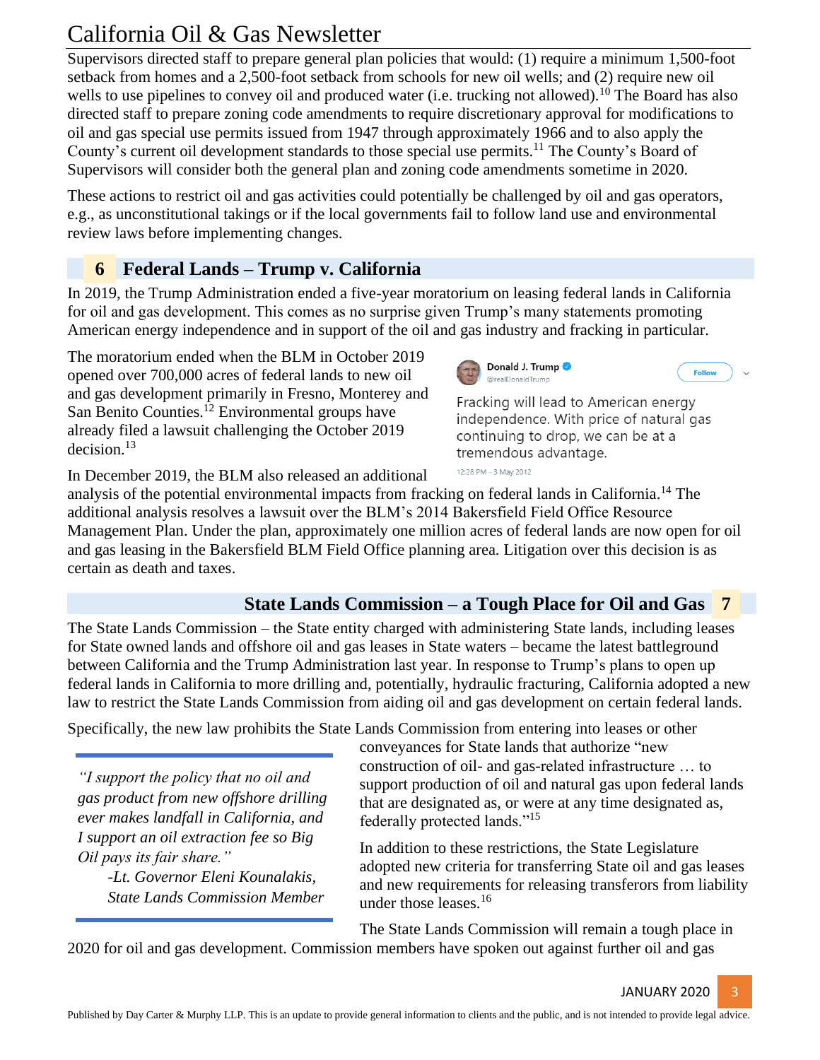Supervisors directed staff to prepare general plan policies that would: (1) require a minimum 1,500-foot setback from homes and a 2,500-foot setback from schools for new oil wells; and (2) require new oil wells to use pipelines to convey oil and produced water (i.e. trucking not allowed).[10] The Board has also directed staff to prepare zoning code amendments to require discretionary approval for modifications to oil and gas special use permits issued from 1947 through approximately 1966 and to also apply the County's current oil development standards to those special use permits.[11] The County's Board of Supervisors will consider both the general plan and zoning code amendments sometime in 2020.

These actions to restrict oil and gas activities could potentially be challenged by oil and gas operators, e.g., as unconstitutional takings or if the local governments fail to follow land use and environmental review laws before implementing changes.

## 6 Federal Lands – Trump v. California

In 2019, the Trump Administration ended a five-year moratorium on leasing federal lands in California for oil and gas development. This comes as no surprise given Trump's many statements promoting American energy independence and in support of the oil and gas industry and fracking in particular.

The moratorium ended when the BLM in October 2019 opened over 700,000 acres of federal lands to new oil and gas development primarily in Fresno, Monterey and San Benito Counties.[12] Environmental groups have already filed a lawsuit challenging the October 2019 decision.[13]

> **Donald J. Trump** @realDonaldTrump
>
> Fracking will lead to American energy independence. With price of natural gas continuing to drop, we can be at a tremendous advantage.
>
> 12:28 PM - 3 May 2012

In December 2019, the BLM also released an additional analysis of the potential environmental impacts from fracking on federal lands in California.[14] The additional analysis resolves a lawsuit over the BLM's 2014 Bakersfield Field Office Resource Management Plan. Under the plan, approximately one million acres of federal lands are now open for oil and gas leasing in the Bakersfield BLM Field Office planning area. Litigation over this decision is as certain as death and taxes.

## State Lands Commission – a Tough Place for Oil and Gas 7

The State Lands Commission – the State entity charged with administering State lands, including leases for State owned lands and offshore oil and gas leases in State waters – became the latest battleground between California and the Trump Administration last year. In response to Trump's plans to open up federal lands in California to more drilling and, potentially, hydraulic fracturing, California adopted a new law to restrict the State Lands Commission from aiding oil and gas development on certain federal lands.

Specifically, the new law prohibits the State Lands Commission from entering into leases or other conveyances for State lands that authorize "new construction of oil- and gas-related infrastructure … to support production of oil and natural gas upon federal lands that are designated as, or were at any time designated as, federally protected lands."[15]

> *"I support the policy that no oil and gas product from new offshore drilling ever makes landfall in California, and I support an oil extraction fee so Big Oil pays its fair share."*
>
> *-Lt. Governor Eleni Kounalakis, State Lands Commission Member*

In addition to these restrictions, the State Legislature adopted new criteria for transferring State oil and gas leases and new requirements for releasing transferors from liability under those leases.[16]

The State Lands Commission will remain a tough place in 2020 for oil and gas development. Commission members have spoken out against further oil and gas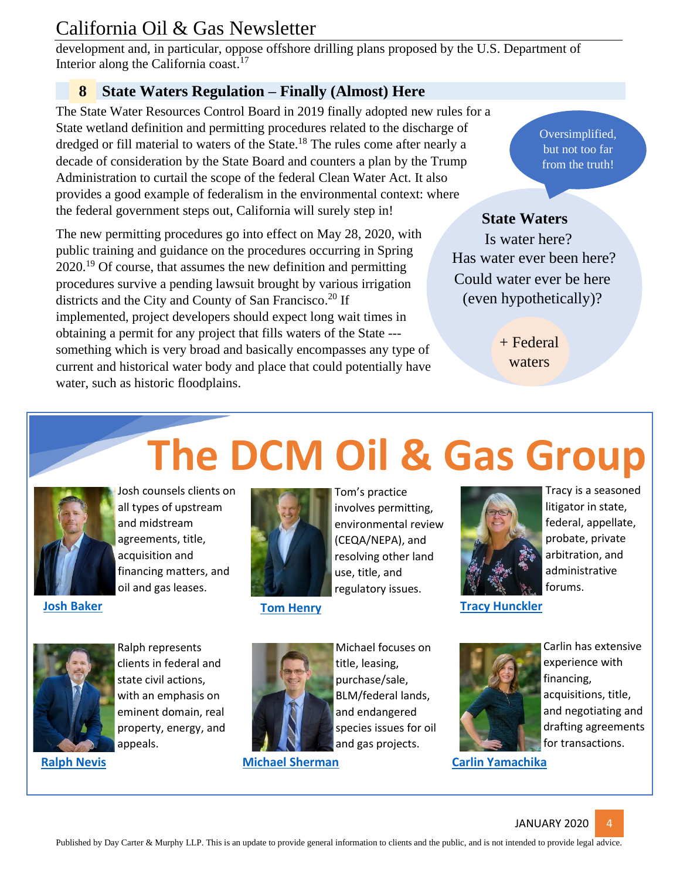development and, in particular, oppose offshore drilling plans proposed by the U.S. Department of Interior along the California coast.[17]

## 8 State Waters Regulation – Finally (Almost) Here

The State Water Resources Control Board in 2019 finally adopted new rules for a State wetland definition and permitting procedures related to the discharge of dredged or fill material to waters of the State.[18] The rules come after nearly a decade of consideration by the State Board and counters a plan by the Trump Administration to curtail the scope of the federal Clean Water Act. It also provides a good example of federalism in the environmental context: where the federal government steps out, California will surely step in!

The new permitting procedures go into effect on May 28, 2020, with public training and guidance on the procedures occurring in Spring 2020.[19] Of course, that assumes the new definition and permitting procedures survive a pending lawsuit brought by various irrigation districts and the City and County of San Francisco.[20] If implemented, project developers should expect long wait times in obtaining a permit for any project that fills waters of the State --- something which is very broad and basically encompasses any type of current and historical water body and place that could potentially have water, such as historic floodplains.

Oversimplified, but not too far from the truth!

**State Waters**

Is water here?
Has water ever been here?
Could water ever be here (even hypothetically)?

+ Federal waters

# The DCM Oil & Gas Group

**Josh Baker** – Josh counsels clients on all types of upstream and midstream agreements, title, acquisition and financing matters, and oil and gas leases.

**Tom Henry** – Tom's practice involves permitting, environmental review (CEQA/NEPA), and resolving other land use, title, and regulatory issues.

**Tracy Hunckler** – Tracy is a seasoned litigator in state, federal, appellate, probate, private arbitration, and administrative forums.

**Ralph Nevis** – Ralph represents clients in federal and state civil actions, with an emphasis on eminent domain, real property, energy, and appeals.

**Michael Sherman** – Michael focuses on title, leasing, purchase/sale, BLM/federal lands, and endangered species issues for oil and gas projects.

**Carlin Yamachika** – Carlin has extensive experience with financing, acquisitions, title, and negotiating and drafting agreements for transactions.

Published by Day Carter & Murphy LLP. This is an update to provide general information to clients and the public, and is not intended to provide legal advice.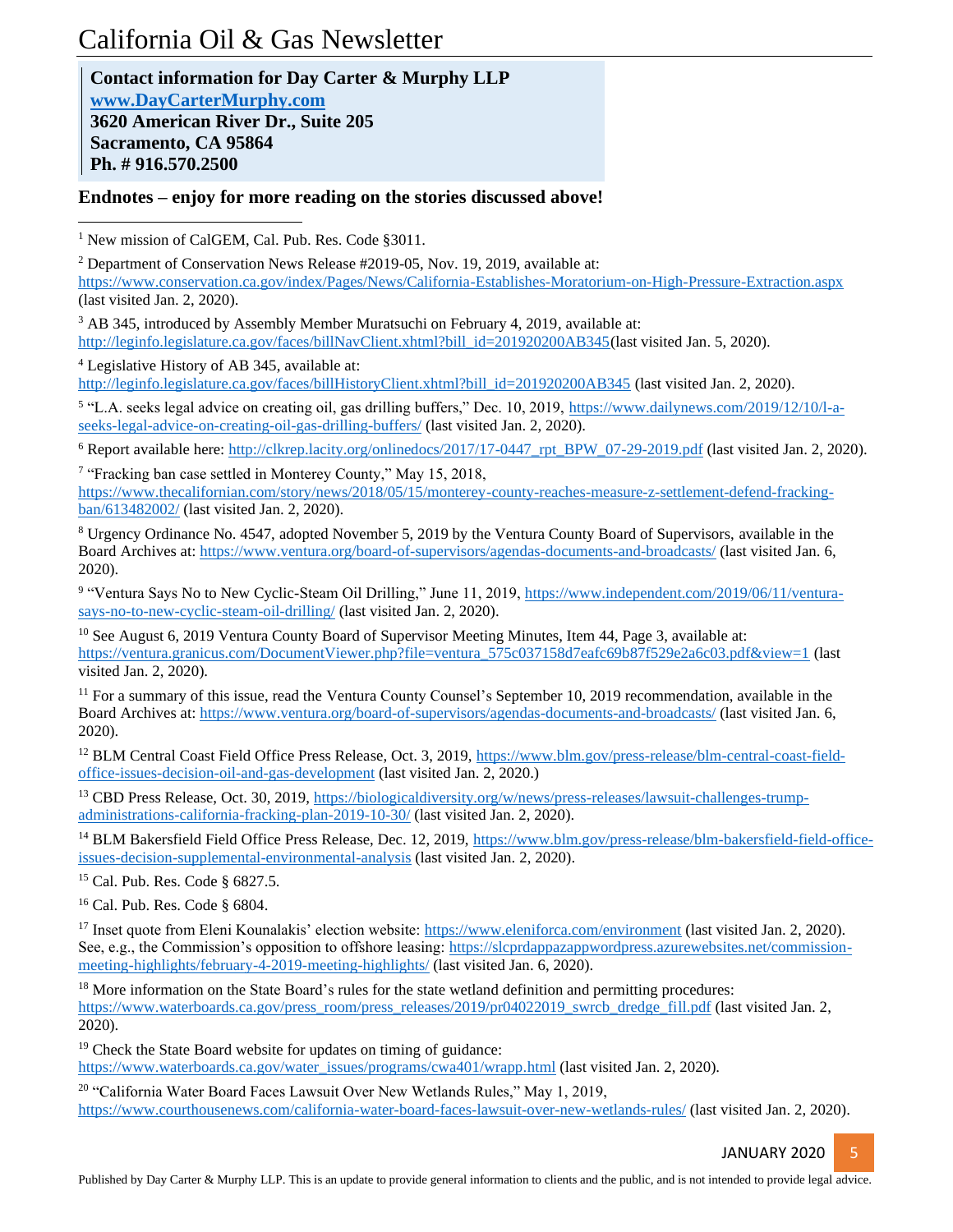**Contact information for Day Carter & Murphy LLP**
**www.DayCarterMurphy.com**
**3620 American River Dr., Suite 205**
**Sacramento, CA 95864**
**Ph. # 916.570.2500**

**Endnotes – enjoy for more reading on the stories discussed above!**

[1] New mission of CalGEM, Cal. Pub. Res. Code §3011.

[2] Department of Conservation News Release #2019-05, Nov. 19, 2019, available at: https://www.conservation.ca.gov/index/Pages/News/California-Establishes-Moratorium-on-High-Pressure-Extraction.aspx (last visited Jan. 2, 2020).

[3] AB 345, introduced by Assembly Member Muratsuchi on February 4, 2019, available at: http://leginfo.legislature.ca.gov/faces/billNavClient.xhtml?bill_id=201920200AB345(last visited Jan. 5, 2020).

[4] Legislative History of AB 345, available at: http://leginfo.legislature.ca.gov/faces/billHistoryClient.xhtml?bill_id=201920200AB345 (last visited Jan. 2, 2020).

[5] "L.A. seeks legal advice on creating oil, gas drilling buffers," Dec. 10, 2019, https://www.dailynews.com/2019/12/10/l-a-seeks-legal-advice-on-creating-oil-gas-drilling-buffers/ (last visited Jan. 2, 2020).

[6] Report available here: http://clkrep.lacity.org/onlinedocs/2017/17-0447_rpt_BPW_07-29-2019.pdf (last visited Jan. 2, 2020).

[7] "Fracking ban case settled in Monterey County," May 15, 2018, https://www.thecalifornian.com/story/news/2018/05/15/monterey-county-reaches-measure-z-settlement-defend-fracking-ban/613482002/ (last visited Jan. 2, 2020).

[8] Urgency Ordinance No. 4547, adopted November 5, 2019 by the Ventura County Board of Supervisors, available in the Board Archives at: https://www.ventura.org/board-of-supervisors/agendas-documents-and-broadcasts/ (last visited Jan. 6, 2020).

[9] "Ventura Says No to New Cyclic-Steam Oil Drilling," June 11, 2019, https://www.independent.com/2019/06/11/ventura-says-no-to-new-cyclic-steam-oil-drilling/ (last visited Jan. 2, 2020).

[10] See August 6, 2019 Ventura County Board of Supervisor Meeting Minutes, Item 44, Page 3, available at: https://ventura.granicus.com/DocumentViewer.php?file=ventura_575c037158d7eafc69b87f529e2a6c03.pdf&view=1 (last visited Jan. 2, 2020).

[11] For a summary of this issue, read the Ventura County Counsel's September 10, 2019 recommendation, available in the Board Archives at: https://www.ventura.org/board-of-supervisors/agendas-documents-and-broadcasts/ (last visited Jan. 6, 2020).

[12] BLM Central Coast Field Office Press Release, Oct. 3, 2019, https://www.blm.gov/press-release/blm-central-coast-field-office-issues-decision-oil-and-gas-development (last visited Jan. 2, 2020.)

[13] CBD Press Release, Oct. 30, 2019, https://biologicaldiversity.org/w/news/press-releases/lawsuit-challenges-trump-administrations-california-fracking-plan-2019-10-30/ (last visited Jan. 2, 2020).

[14] BLM Bakersfield Field Office Press Release, Dec. 12, 2019, https://www.blm.gov/press-release/blm-bakersfield-field-office-issues-decision-supplemental-environmental-analysis (last visited Jan. 2, 2020).

[15] Cal. Pub. Res. Code § 6827.5.

[16] Cal. Pub. Res. Code § 6804.

[17] Inset quote from Eleni Kounalakis' election website: https://www.eleniforca.com/environment (last visited Jan. 2, 2020). See, e.g., the Commission's opposition to offshore leasing: https://slcprdappazappwordpress.azurewebsites.net/commission-meeting-highlights/february-4-2019-meeting-highlights/ (last visited Jan. 6, 2020).

[18] More information on the State Board's rules for the state wetland definition and permitting procedures: https://www.waterboards.ca.gov/press_room/press_releases/2019/pr04022019_swrcb_dredge_fill.pdf (last visited Jan. 2, 2020).

[19] Check the State Board website for updates on timing of guidance: https://www.waterboards.ca.gov/water_issues/programs/cwa401/wrapp.html (last visited Jan. 2, 2020).

[20] "California Water Board Faces Lawsuit Over New Wetlands Rules," May 1, 2019, https://www.courthousenews.com/california-water-board-faces-lawsuit-over-new-wetlands-rules/ (last visited Jan. 2, 2020).

Published by Day Carter & Murphy LLP. This is an update to provide general information to clients and the public, and is not intended to provide legal advice.